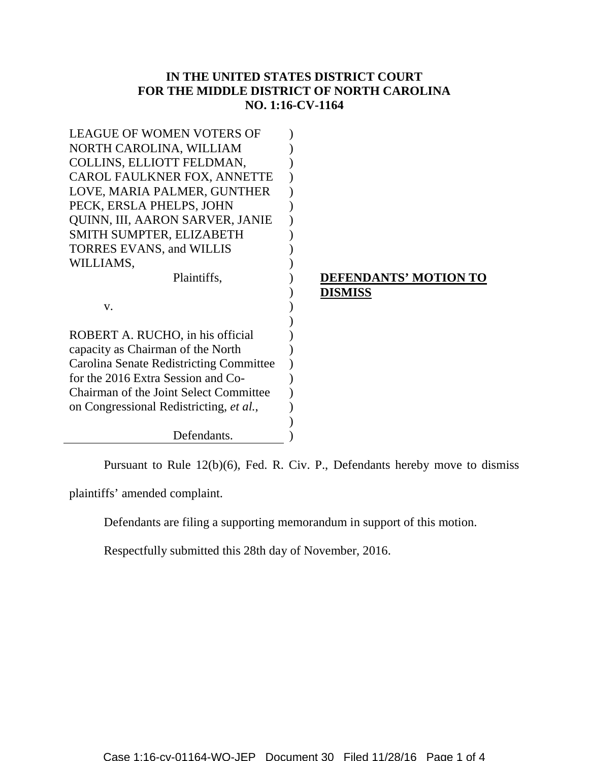**IN THE UNITED STATES DISTRICT COURT**
**FOR THE MIDDLE DISTRICT OF NORTH CAROLINA**
**NO. 1:16-CV-1164**

| | |
|---|---|
| LEAGUE OF WOMEN VOTERS OF NORTH CAROLINA, WILLIAM COLLINS, ELLIOTT FELDMAN, CAROL FAULKNER FOX, ANNETTE LOVE, MARIA PALMER, GUNTHER PECK, ERSLA PHELPS, JOHN QUINN, III, AARON SARVER, JANIE SMITH SUMPTER, ELIZABETH TORRES EVANS, and WILLIS WILLIAMS,<br>Plaintiffs,<br><br>v.<br><br>ROBERT A. RUCHO, in his official capacity as Chairman of the North Carolina Senate Redistricting Committee for the 2016 Extra Session and Co-Chairman of the Joint Select Committee on Congressional Redistricting, *et al.*,<br><br>Defendants. | **DEFENDANTS' MOTION TO DISMISS** |

Pursuant to Rule 12(b)(6), Fed. R. Civ. P., Defendants hereby move to dismiss plaintiffs' amended complaint.

Defendants are filing a supporting memorandum in support of this motion.

Respectfully submitted this 28th day of November, 2016.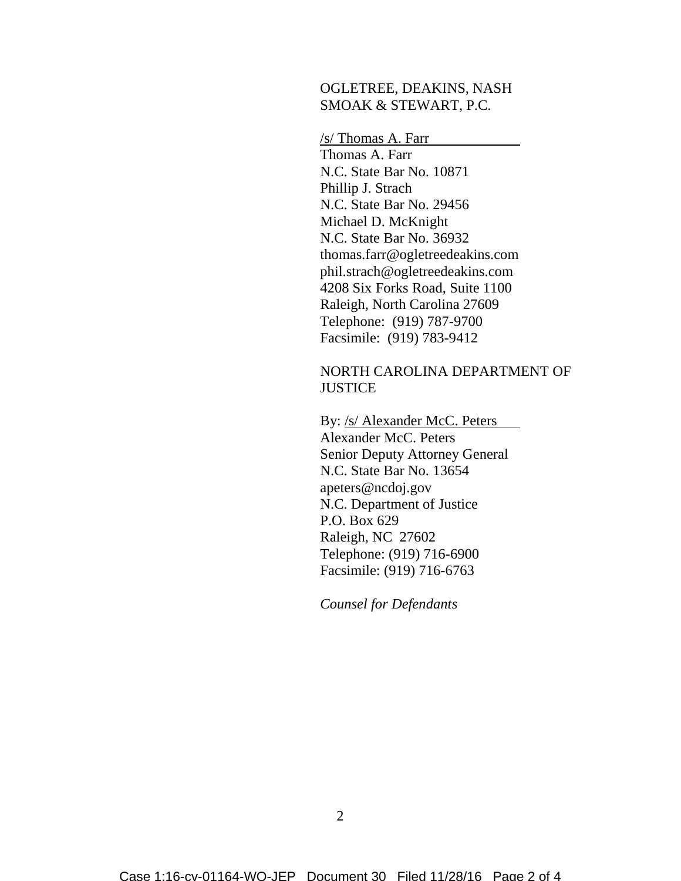OGLETREE, DEAKINS, NASH
SMOAK & STEWART, P.C.

/s/ Thomas A. Farr
Thomas A. Farr
N.C. State Bar No. 10871
Phillip J. Strach
N.C. State Bar No. 29456
Michael D. McKnight
N.C. State Bar No. 36932
thomas.farr@ogletreedeakins.com
phil.strach@ogletreedeakins.com
4208 Six Forks Road, Suite 1100
Raleigh, North Carolina 27609
Telephone: (919) 787-9700
Facsimile: (919) 783-9412

NORTH CAROLINA DEPARTMENT OF JUSTICE

By: /s/ Alexander McC. Peters
Alexander McC. Peters
Senior Deputy Attorney General
N.C. State Bar No. 13654
apeters@ncdoj.gov
N.C. Department of Justice
P.O. Box 629
Raleigh, NC 27602
Telephone: (919) 716-6900
Facsimile: (919) 716-6763

*Counsel for Defendants*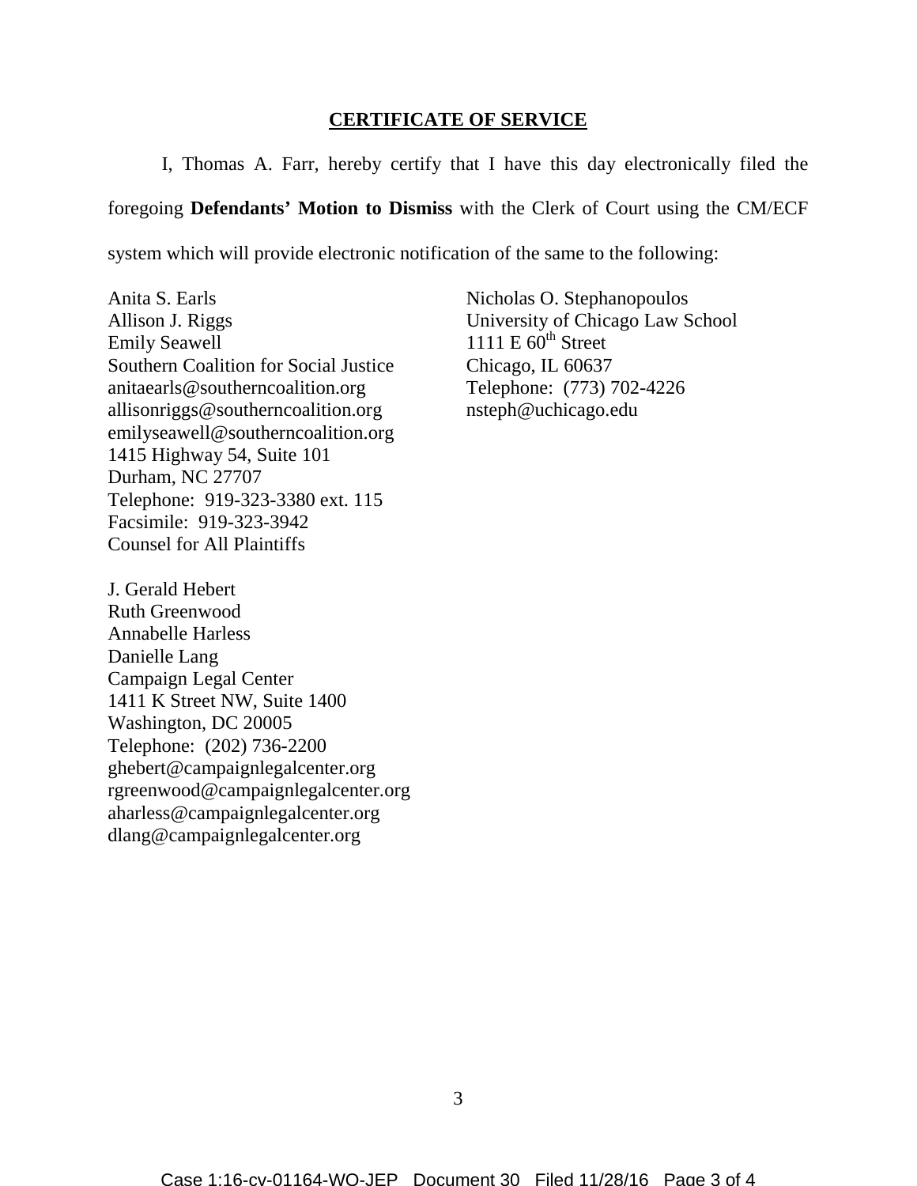## CERTIFICATE OF SERVICE

I, Thomas A. Farr, hereby certify that I have this day electronically filed the foregoing **Defendants' Motion to Dismiss** with the Clerk of Court using the CM/ECF system which will provide electronic notification of the same to the following:

Anita S. Earls
Allison J. Riggs
Emily Seawell
Southern Coalition for Social Justice
anitaearls@southerncoalition.org
allisonriggs@southerncoalition.org
emilyseawell@southerncoalition.org
1415 Highway 54, Suite 101
Durham, NC 27707
Telephone: 919-323-3380 ext. 115
Facsimile: 919-323-3942
Counsel for All Plaintiffs

Nicholas O. Stephanopoulos
University of Chicago Law School
1111 E 60th Street
Chicago, IL 60637
Telephone: (773) 702-4226
nsteph@uchicago.edu

J. Gerald Hebert
Ruth Greenwood
Annabelle Harless
Danielle Lang
Campaign Legal Center
1411 K Street NW, Suite 1400
Washington, DC 20005
Telephone: (202) 736-2200
ghebert@campaignlegalcenter.org
rgreenwood@campaignlegalcenter.org
aharless@campaignlegalcenter.org
dlang@campaignlegalcenter.org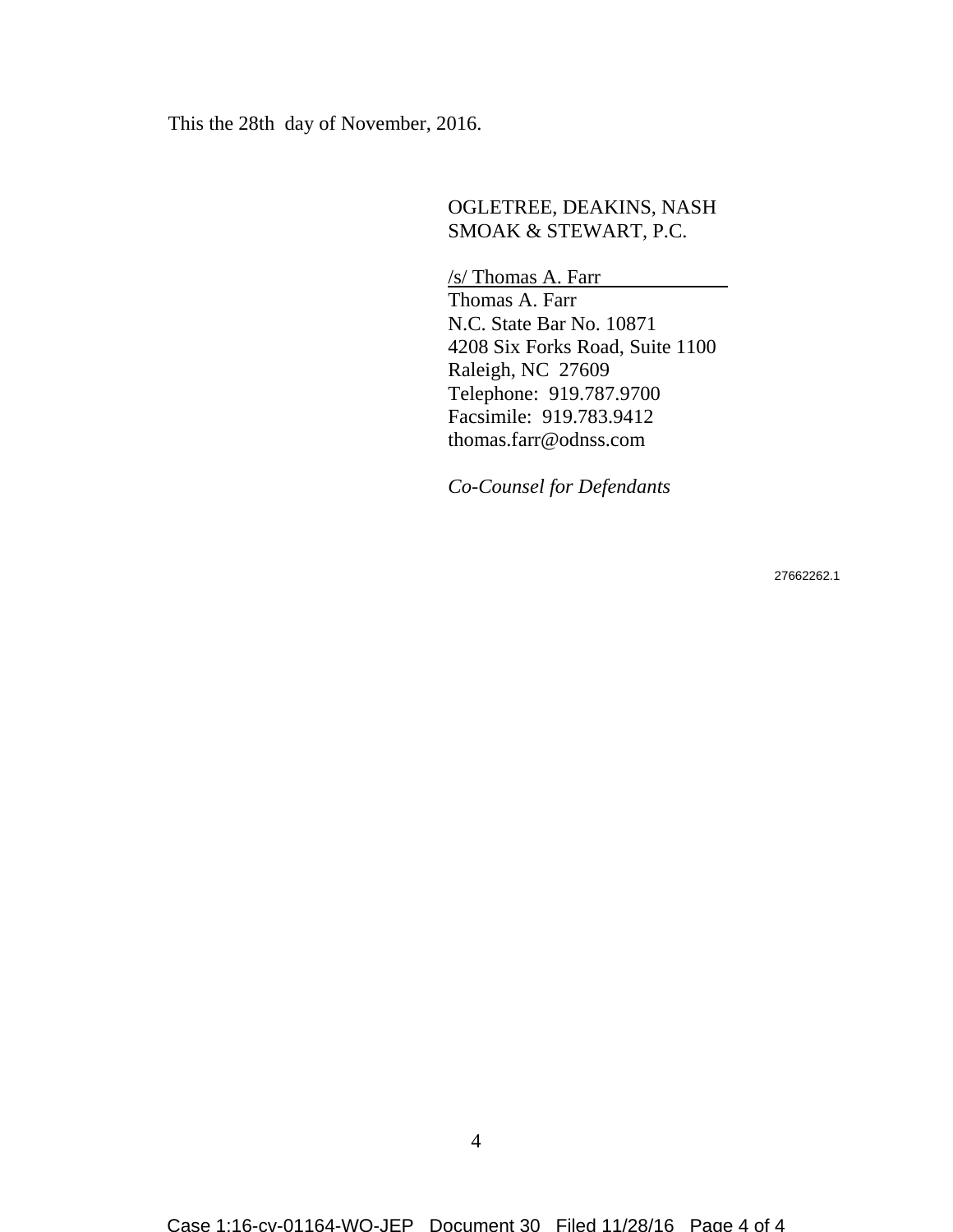This the 28th day of November, 2016.

OGLETREE, DEAKINS, NASH
SMOAK & STEWART, P.C.

/s/ Thomas A. Farr
Thomas A. Farr
N.C. State Bar No. 10871
4208 Six Forks Road, Suite 1100
Raleigh, NC 27609
Telephone: 919.787.9700
Facsimile: 919.783.9412
thomas.farr@odnss.com

*Co-Counsel for Defendants*

27662262.1